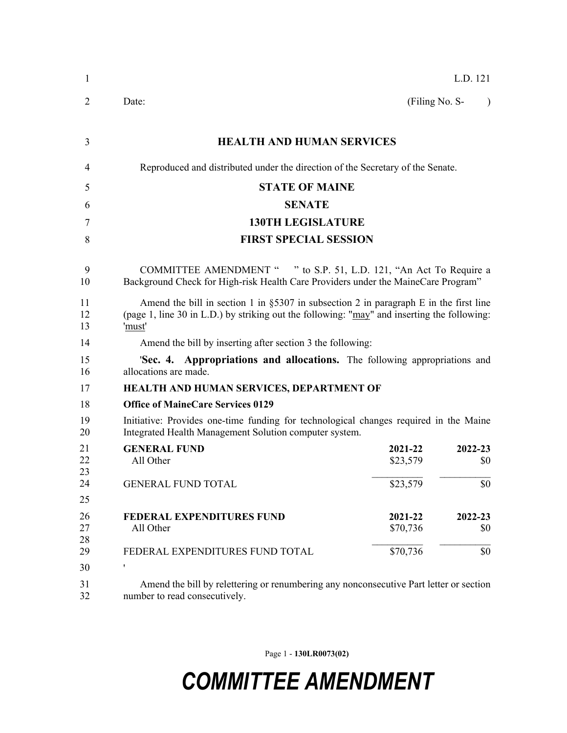L.D. 121

Date: (Filing No. S- )

# HEALTH AND HUMAN SERVICES

Reproduced and distributed under the direction of the Secretary of the Senate.

## STATE OF MAINE

## SENATE

## 130TH LEGISLATURE

## FIRST SPECIAL SESSION

COMMITTEE AMENDMENT " " to S.P. 51, L.D. 121, "An Act To Require a Background Check for High-risk Health Care Providers under the MaineCare Program"

Amend the bill in section 1 in §5307 in subsection 2 in paragraph E in the first line (page 1, line 30 in L.D.) by striking out the following: "may" and inserting the following: 'must'

Amend the bill by inserting after section 3 the following:

'**Sec. 4. Appropriations and allocations.** The following appropriations and allocations are made.

**HEALTH AND HUMAN SERVICES, DEPARTMENT OF**

**Office of MaineCare Services 0129**

Initiative: Provides one-time funding for technological changes required in the Maine Integrated Health Management Solution computer system.

| **GENERAL FUND** | **2021-22** | **2022-23** |
|---|---|---|
| All Other | $23,579 | $0 |
| GENERAL FUND TOTAL | $23,579 | $0 |

| **FEDERAL EXPENDITURES FUND** | **2021-22** | **2022-23** |
|---|---|---|
| All Other | $70,736 | $0 |
| FEDERAL EXPENDITURES FUND TOTAL | $70,736 | $0 |

'

Amend the bill by relettering or renumbering any nonconsecutive Part letter or section number to read consecutively.

Page 1 - 130LR0073(02)

# COMMITTEE AMENDMENT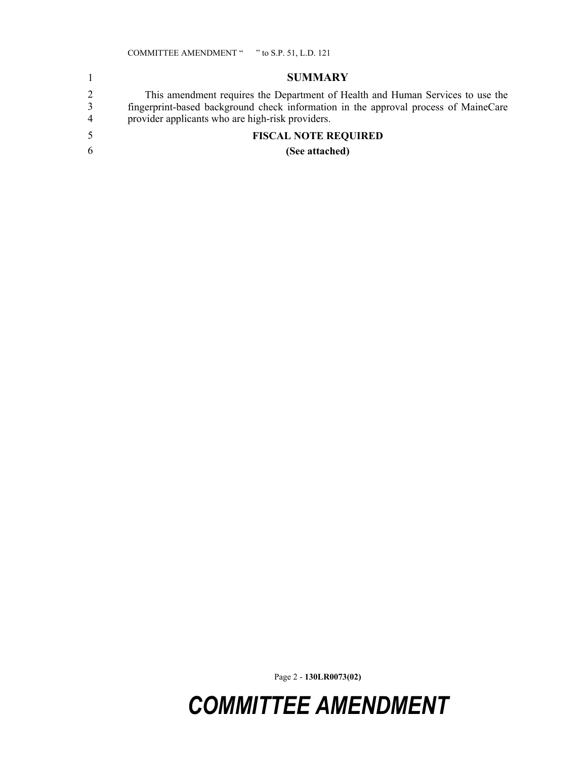## SUMMARY

This amendment requires the Department of Health and Human Services to use the fingerprint-based background check information in the approval process of MaineCare provider applicants who are high-risk providers.

**FISCAL NOTE REQUIRED**

**(See attached)**